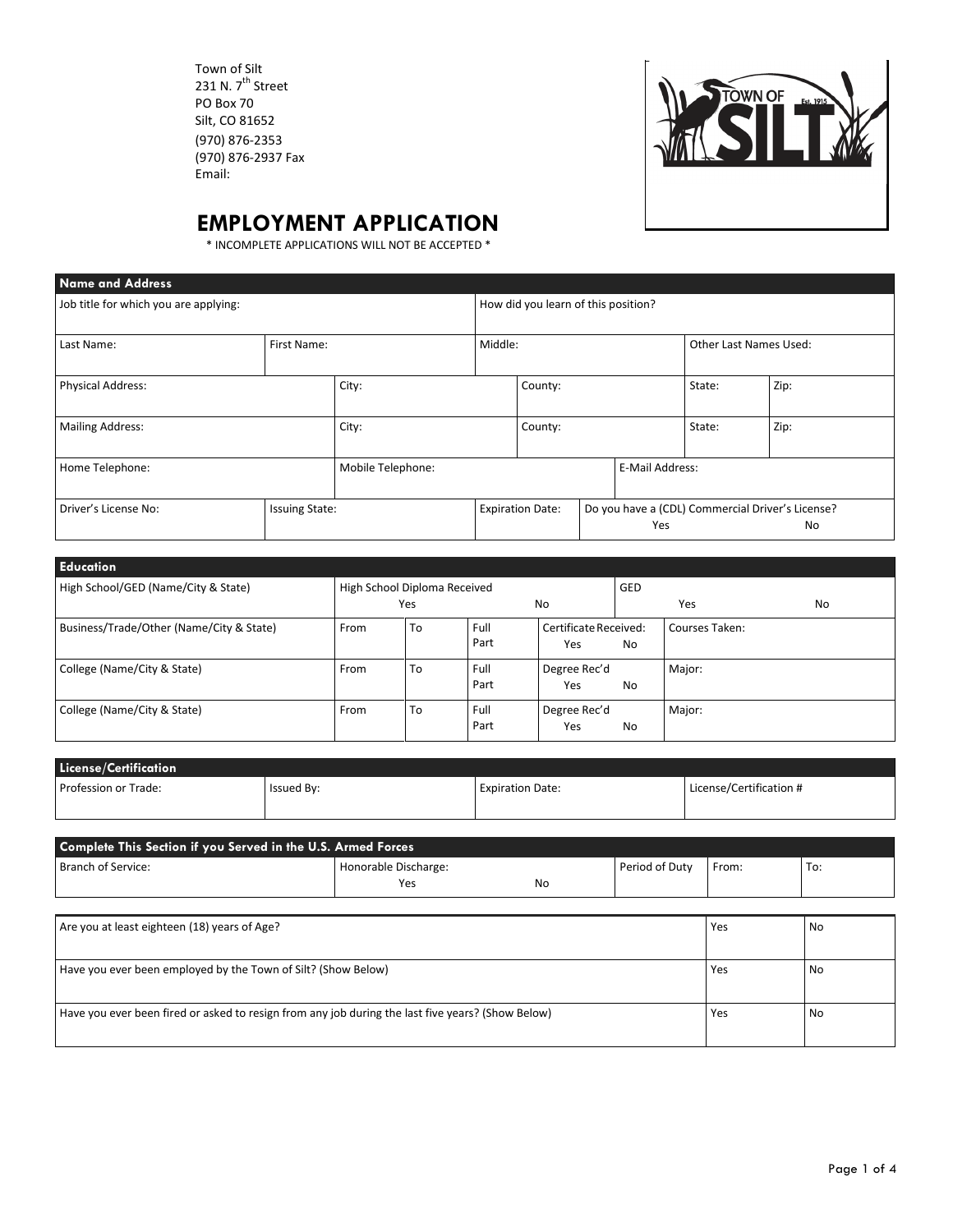Town of Silt
231 N. 7th Street
PO Box 70
Silt, CO 81652
(970) 876-2353
(970) 876-2937 Fax
Email:

# EMPLOYMENT APPLICATION

\* INCOMPLETE APPLICATIONS WILL NOT BE ACCEPTED \*

| **Name and Address** | | | | | |
|---|---|---|---|---|---|
| Job title for which you are applying: | | | How did you learn of this position? | | |
| Last Name: | First Name: | | Middle: | | Other Last Names Used: |
| Physical Address: | City: | | County: | State: | Zip: |
| Mailing Address: | City: | | County: | State: | Zip: |
| Home Telephone: | Mobile Telephone: | | | E-Mail Address: | |
| Driver's License No: | Issuing State: | | Expiration Date: | Do you have a (CDL) Commercial Driver's License? Yes No | |

| **Education** | | | | | |
|---|---|---|---|---|---|
| High School/GED (Name/City & State) | High School Diploma Received Yes No | | | GED Yes No | |
| Business/Trade/Other (Name/City & State) | From | To | Full Part | Certificate Received: Yes No | Courses Taken: |
| College (Name/City & State) | From | To | Full Part | Degree Rec'd Yes No | Major: |
| College (Name/City & State) | From | To | Full Part | Degree Rec'd Yes No | Major: |

| **License/Certification** | | | |
|---|---|---|---|
| Profession or Trade: | Issued By: | Expiration Date: | License/Certification # |

| **Complete This Section if you Served in the U.S. Armed Forces** | | | | |
|---|---|---|---|---|
| Branch of Service: | Honorable Discharge: Yes No | Period of Duty | From: | To: |

| | | |
|---|---|---|
| Are you at least eighteen (18) years of Age? | Yes | No |
| Have you ever been employed by the Town of Silt? (Show Below) | Yes | No |
| Have you ever been fired or asked to resign from any job during the last five years? (Show Below) | Yes | No |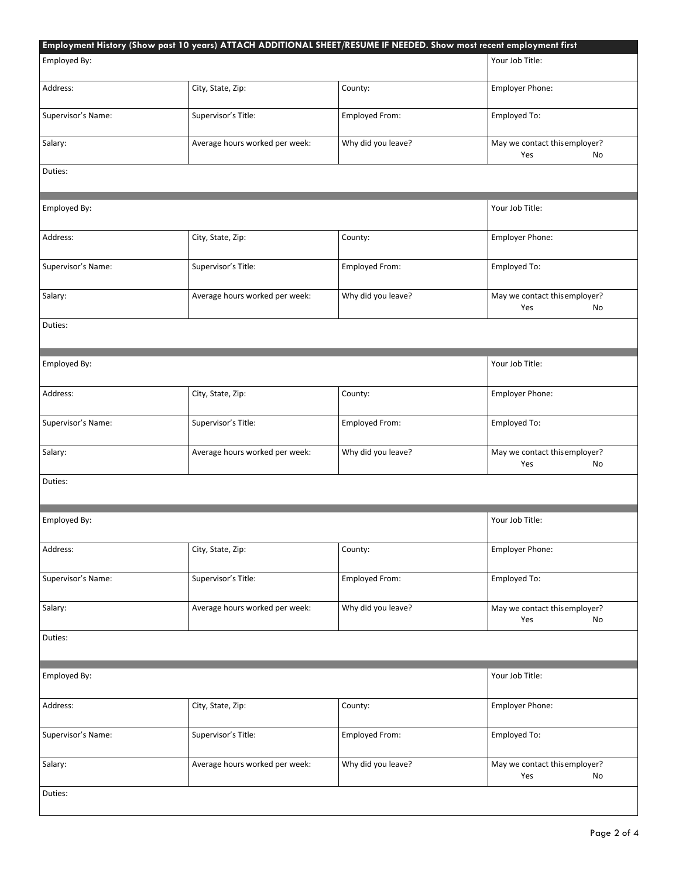**Employment History (Show past 10 years) ATTACH ADDITIONAL SHEET/RESUME IF NEEDED. Show most recent employment first**

| Employed By: | | | Your Job Title: |
|---|---|---|---|
| Address: | City, State, Zip: | County: | Employer Phone: |
| Supervisor's Name: | Supervisor's Title: | Employed From: | Employed To: |
| Salary: | Average hours worked per week: | Why did you leave? | May we contact this employer? Yes No |
| Duties: | | | |

| Employed By: | | | Your Job Title: |
|---|---|---|---|
| Address: | City, State, Zip: | County: | Employer Phone: |
| Supervisor's Name: | Supervisor's Title: | Employed From: | Employed To: |
| Salary: | Average hours worked per week: | Why did you leave? | May we contact this employer? Yes No |
| Duties: | | | |

| Employed By: | | | Your Job Title: |
|---|---|---|---|
| Address: | City, State, Zip: | County: | Employer Phone: |
| Supervisor's Name: | Supervisor's Title: | Employed From: | Employed To: |
| Salary: | Average hours worked per week: | Why did you leave? | May we contact this employer? Yes No |
| Duties: | | | |

| Employed By: | | | Your Job Title: |
|---|---|---|---|
| Address: | City, State, Zip: | County: | Employer Phone: |
| Supervisor's Name: | Supervisor's Title: | Employed From: | Employed To: |
| Salary: | Average hours worked per week: | Why did you leave? | May we contact this employer? Yes No |
| Duties: | | | |

| Employed By: | | | Your Job Title: |
|---|---|---|---|
| Address: | City, State, Zip: | County: | Employer Phone: |
| Supervisor's Name: | Supervisor's Title: | Employed From: | Employed To: |
| Salary: | Average hours worked per week: | Why did you leave? | May we contact this employer? Yes No |
| Duties: | | | |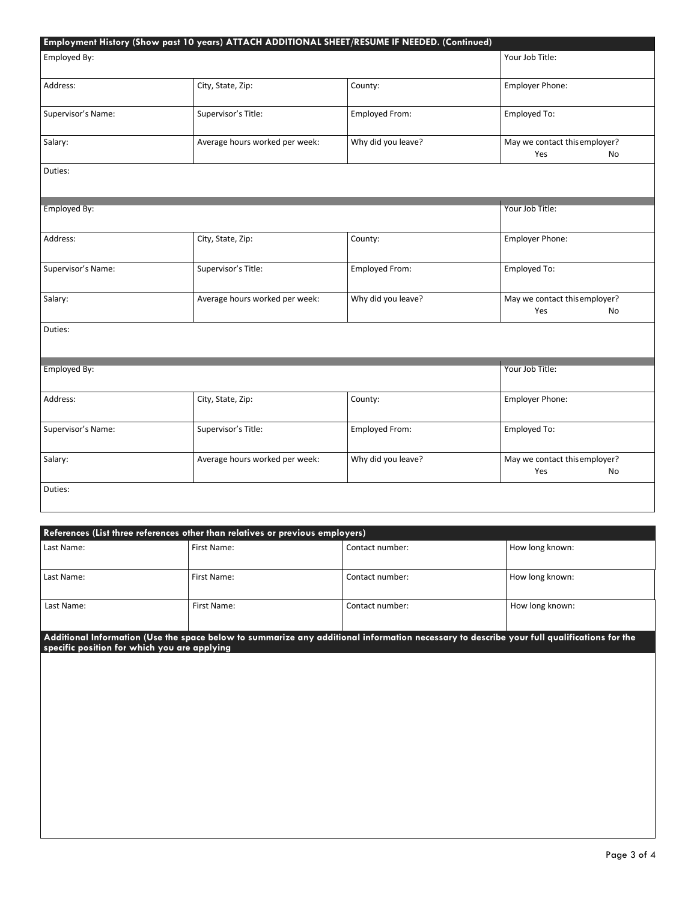## Employment History (Show past 10 years) ATTACH ADDITIONAL SHEET/RESUME IF NEEDED. (Continued)

| Employed By: | | | Your Job Title: |
|---|---|---|---|
| Address: | City, State, Zip: | County: | Employer Phone: |
| Supervisor's Name: | Supervisor's Title: | Employed From: | Employed To: |
| Salary: | Average hours worked per week: | Why did you leave? | May we contact this employer? Yes No |
| Duties: | | | |

| Employed By: | | | Your Job Title: |
|---|---|---|---|
| Address: | City, State, Zip: | County: | Employer Phone: |
| Supervisor's Name: | Supervisor's Title: | Employed From: | Employed To: |
| Salary: | Average hours worked per week: | Why did you leave? | May we contact this employer? Yes No |
| Duties: | | | |

| Employed By: | | | Your Job Title: |
|---|---|---|---|
| Address: | City, State, Zip: | County: | Employer Phone: |
| Supervisor's Name: | Supervisor's Title: | Employed From: | Employed To: |
| Salary: | Average hours worked per week: | Why did you leave? | May we contact this employer? Yes No |
| Duties: | | | |

## References (List three references other than relatives or previous employers)

| Last Name: | First Name: | Contact number: | How long known: |
|---|---|---|---|
| Last Name: | First Name: | Contact number: | How long known: |
| Last Name: | First Name: | Contact number: | How long known: |

## Additional Information (Use the space below to summarize any additional information necessary to describe your full qualifications for the specific position for which you are applying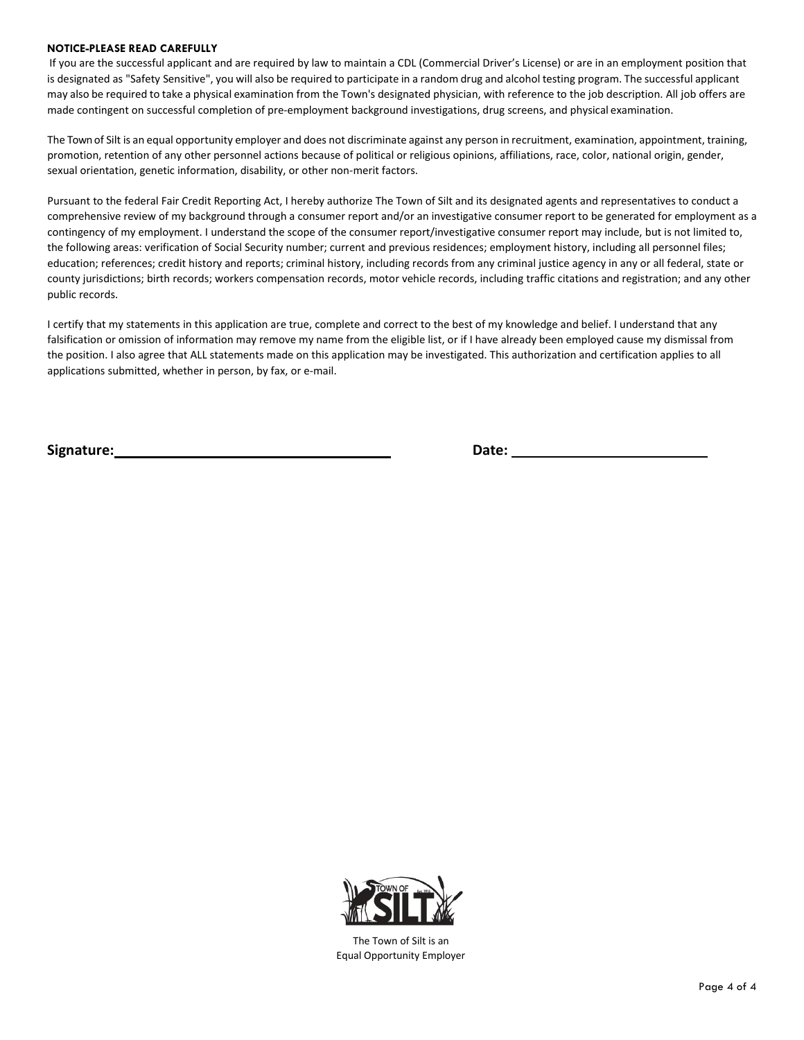**NOTICE-PLEASE READ CAREFULLY**

If you are the successful applicant and are required by law to maintain a CDL (Commercial Driver's License) or are in an employment position that is designated as "Safety Sensitive", you will also be required to participate in a random drug and alcohol testing program. The successful applicant may also be required to take a physical examination from the Town's designated physician, with reference to the job description. All job offers are made contingent on successful completion of pre-employment background investigations, drug screens, and physical examination.

The Town of Silt is an equal opportunity employer and does not discriminate against any person in recruitment, examination, appointment, training, promotion, retention of any other personnel actions because of political or religious opinions, affiliations, race, color, national origin, gender, sexual orientation, genetic information, disability, or other non-merit factors.

Pursuant to the federal Fair Credit Reporting Act, I hereby authorize The Town of Silt and its designated agents and representatives to conduct a comprehensive review of my background through a consumer report and/or an investigative consumer report to be generated for employment as a contingency of my employment. I understand the scope of the consumer report/investigative consumer report may include, but is not limited to, the following areas: verification of Social Security number; current and previous residences; employment history, including all personnel files; education; references; credit history and reports; criminal history, including records from any criminal justice agency in any or all federal, state or county jurisdictions; birth records; workers compensation records, motor vehicle records, including traffic citations and registration; and any other public records.

I certify that my statements in this application are true, complete and correct to the best of my knowledge and belief. I understand that any falsification or omission of information may remove my name from the eligible list, or if I have already been employed cause my dismissal from the position. I also agree that ALL statements made on this application may be investigated. This authorization and certification applies to all applications submitted, whether in person, by fax, or e-mail.

**Signature:** ____________________ **Date:** ____________________

TOWN OF SILT

The Town of Silt is an
Equal Opportunity Employer